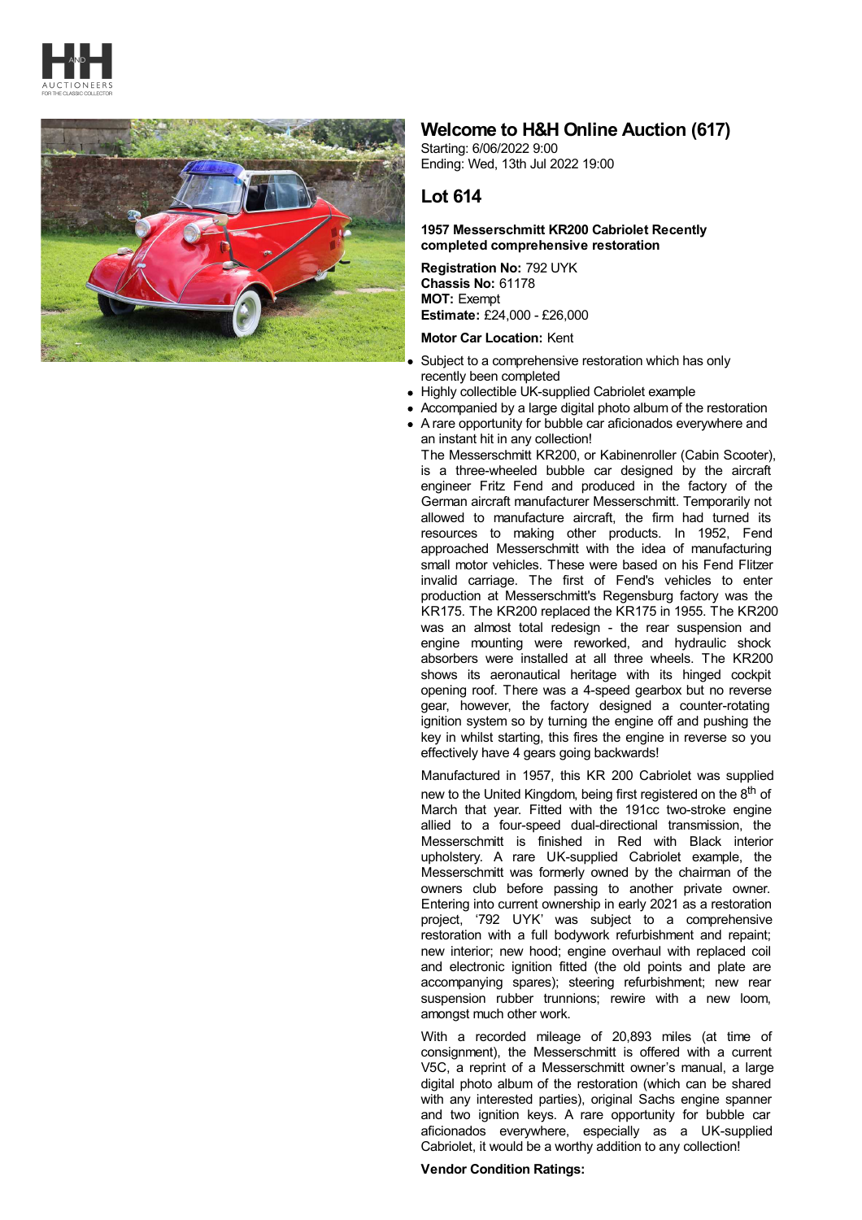# Welcome to H&H Online Auction (617)

Starting: 6/06/2022 9:00
Ending: Wed, 13th Jul 2022 19:00

## Lot 614

**1957 Messerschmitt KR200 Cabriolet Recently completed comprehensive restoration**

**Registration No:** 792 UYK
**Chassis No:** 61178
**MOT:** Exempt
**Estimate:** £24,000 - £26,000

**Motor Car Location:** Kent

- Subject to a comprehensive restoration which has only recently been completed
- Highly collectible UK-supplied Cabriolet example
- Accompanied by a large digital photo album of the restoration
- A rare opportunity for bubble car aficionados everywhere and an instant hit in any collection!

The Messerschmitt KR200, or Kabinenroller (Cabin Scooter), is a three-wheeled bubble car designed by the aircraft engineer Fritz Fend and produced in the factory of the German aircraft manufacturer Messerschmitt. Temporarily not allowed to manufacture aircraft, the firm had turned its resources to making other products. In 1952, Fend approached Messerschmitt with the idea of manufacturing small motor vehicles. These were based on his Fend Flitzer invalid carriage. The first of Fend's vehicles to enter production at Messerschmitt's Regensburg factory was the KR175. The KR200 replaced the KR175 in 1955. The KR200 was an almost total redesign - the rear suspension and engine mounting were reworked, and hydraulic shock absorbers were installed at all three wheels. The KR200 shows its aeronautical heritage with its hinged cockpit opening roof. There was a 4-speed gearbox but no reverse gear, however, the factory designed a counter-rotating ignition system so by turning the engine off and pushing the key in whilst starting, this fires the engine in reverse so you effectively have 4 gears going backwards!

Manufactured in 1957, this KR 200 Cabriolet was supplied new to the United Kingdom, being first registered on the 8th of March that year. Fitted with the 191cc two-stroke engine allied to a four-speed dual-directional transmission, the Messerschmitt is finished in Red with Black interior upholstery. A rare UK-supplied Cabriolet example, the Messerschmitt was formerly owned by the chairman of the owners club before passing to another private owner. Entering into current ownership in early 2021 as a restoration project, '792 UYK' was subject to a comprehensive restoration with a full bodywork refurbishment and repaint; new interior; new hood; engine overhaul with replaced coil and electronic ignition fitted (the old points and plate are accompanying spares); steering refurbishment; new rear suspension rubber trunnions; rewire with a new loom, amongst much other work.

With a recorded mileage of 20,893 miles (at time of consignment), the Messerschmitt is offered with a current V5C, a reprint of a Messerschmitt owner's manual, a large digital photo album of the restoration (which can be shared with any interested parties), original Sachs engine spanner and two ignition keys. A rare opportunity for bubble car aficionados everywhere, especially as a UK-supplied Cabriolet, it would be a worthy addition to any collection!

**Vendor Condition Ratings:**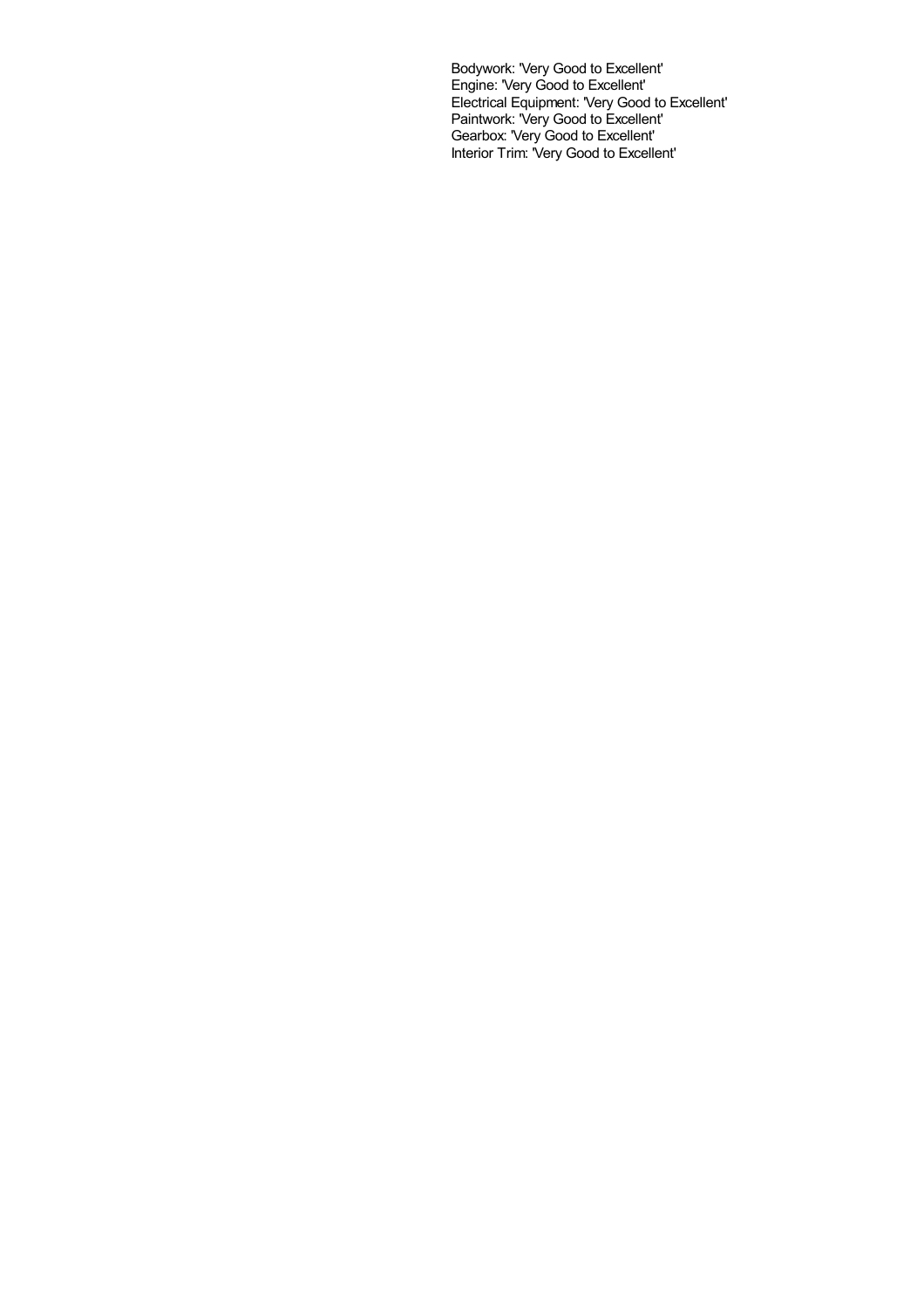Bodywork: 'Very Good to Excellent'
Engine: 'Very Good to Excellent'
Electrical Equipment: 'Very Good to Excellent'
Paintwork: 'Very Good to Excellent'
Gearbox: 'Very Good to Excellent'
Interior Trim: 'Very Good to Excellent'